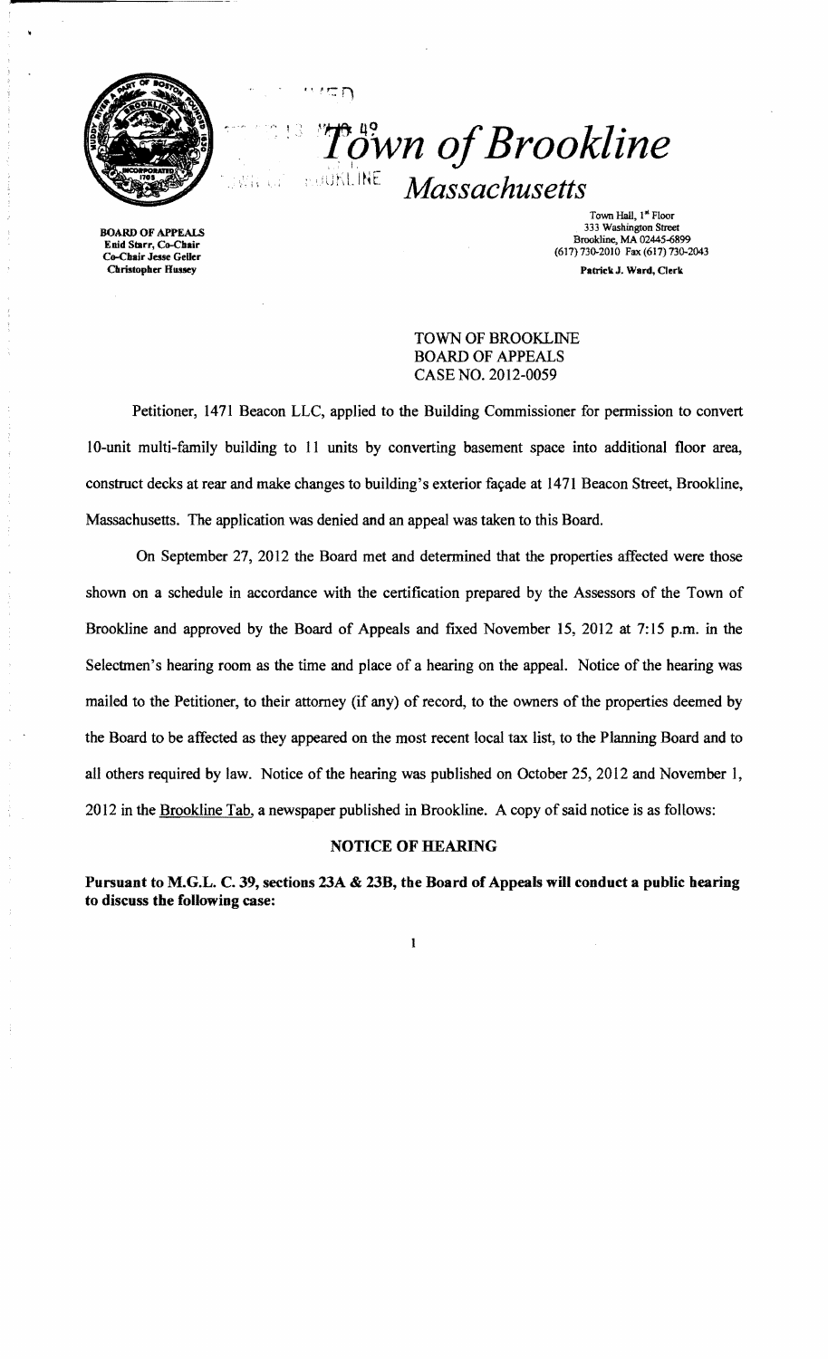# *Town of Brookline*

## *Massachusetts*

**BOARD OF APPEALS**
**Enid Starr, Co-Chair**
**Co-Chair Jesse Geller**
**Christopher Hussey**

Town Hall, 1st Floor
333 Washington Street
Brookline, MA 02445-6899
(617) 730-2010 Fax (617) 730-2043

**Patrick J. Ward, Clerk**

TOWN OF BROOKLINE
BOARD OF APPEALS
CASE NO. 2012-0059

Petitioner, 1471 Beacon LLC, applied to the Building Commissioner for permission to convert 10-unit multi-family building to 11 units by converting basement space into additional floor area, construct decks at rear and make changes to building's exterior façade at 1471 Beacon Street, Brookline, Massachusetts. The application was denied and an appeal was taken to this Board.

On September 27, 2012 the Board met and determined that the properties affected were those shown on a schedule in accordance with the certification prepared by the Assessors of the Town of Brookline and approved by the Board of Appeals and fixed November 15, 2012 at 7:15 p.m. in the Selectmen's hearing room as the time and place of a hearing on the appeal. Notice of the hearing was mailed to the Petitioner, to their attorney (if any) of record, to the owners of the properties deemed by the Board to be affected as they appeared on the most recent local tax list, to the Planning Board and to all others required by law. Notice of the hearing was published on October 25, 2012 and November 1, 2012 in the Brookline Tab, a newspaper published in Brookline. A copy of said notice is as follows:

**NOTICE OF HEARING**

**Pursuant to M.G.L. C. 39, sections 23A & 23B, the Board of Appeals will conduct a public hearing to discuss the following case:**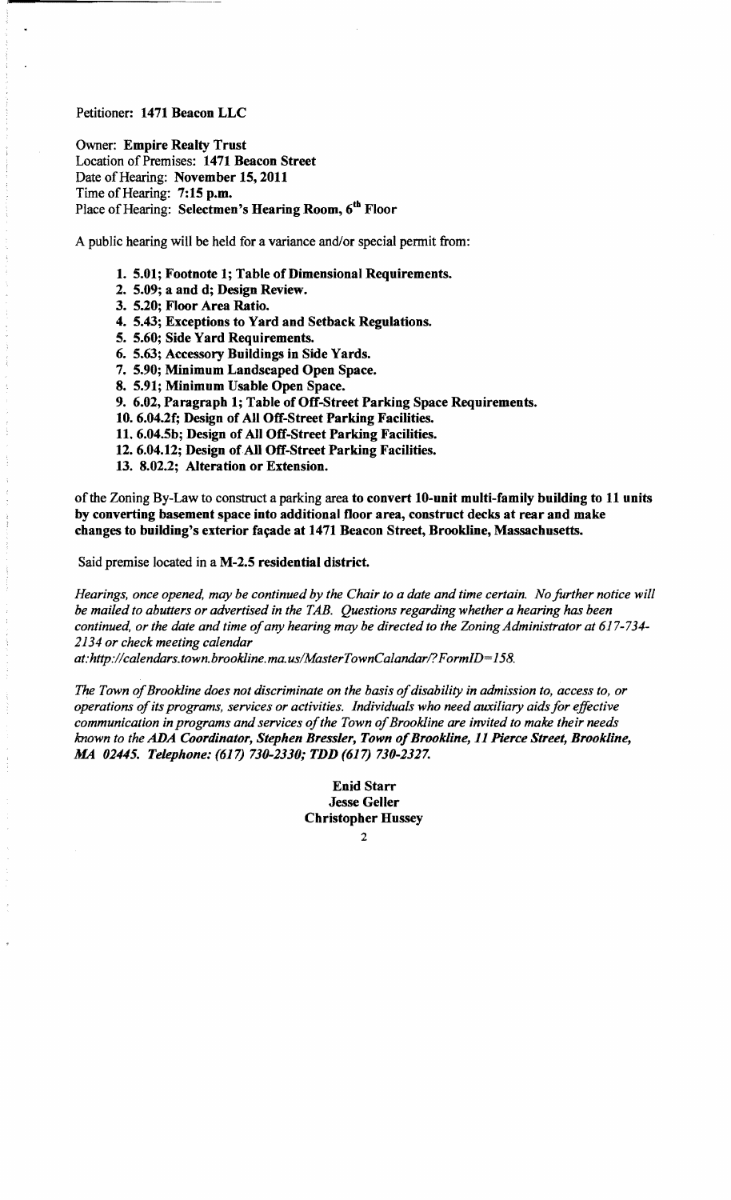Petitioner: **1471 Beacon LLC**

Owner: **Empire Realty Trust**
Location of Premises: **1471 Beacon Street**
Date of Hearing: **November 15, 2011**
Time of Hearing: **7:15 p.m.**
Place of Hearing: **Selectmen's Hearing Room, 6th Floor**

A public hearing will be held for a variance and/or special permit from:

1. **5.01; Footnote 1; Table of Dimensional Requirements.**
2. **5.09; a and d; Design Review.**
3. **5.20; Floor Area Ratio.**
4. **5.43; Exceptions to Yard and Setback Regulations.**
5. **5.60; Side Yard Requirements.**
6. **5.63; Accessory Buildings in Side Yards.**
7. **5.90; Minimum Landscaped Open Space.**
8. **5.91; Minimum Usable Open Space.**
9. **6.02, Paragraph 1; Table of Off-Street Parking Space Requirements.**
10. **6.04.2f; Design of All Off-Street Parking Facilities.**
11. **6.04.5b; Design of All Off-Street Parking Facilities.**
12. **6.04.12; Design of All Off-Street Parking Facilities.**
13. **8.02.2; Alteration or Extension.**

of the Zoning By-Law to construct a parking area **to convert 10-unit multi-family building to 11 units by converting basement space into additional floor area, construct decks at rear and make changes to building's exterior façade at 1471 Beacon Street, Brookline, Massachusetts.**

Said premise located in a **M-2.5 residential district.**

*Hearings, once opened, may be continued by the Chair to a date and time certain. No further notice will be mailed to abutters or advertised in the TAB. Questions regarding whether a hearing has been continued, or the date and time of any hearing may be directed to the Zoning Administrator at 617-734-2134 or check meeting calendar at:http://calendars.town.brookline.ma.us/MasterTownCalandar/?FormID=158.*

*The Town of Brookline does not discriminate on the basis of disability in admission to, access to, or operations of its programs, services or activities. Individuals who need auxiliary aids for effective communication in programs and services of the Town of Brookline are invited to make their needs known to the **ADA Coordinator, Stephen Bressler, Town of Brookline, 11 Pierce Street, Brookline, MA 02445. Telephone: (617) 730-2330; TDD (617) 730-2327.***

**Enid Starr**
**Jesse Geller**
**Christopher Hussey**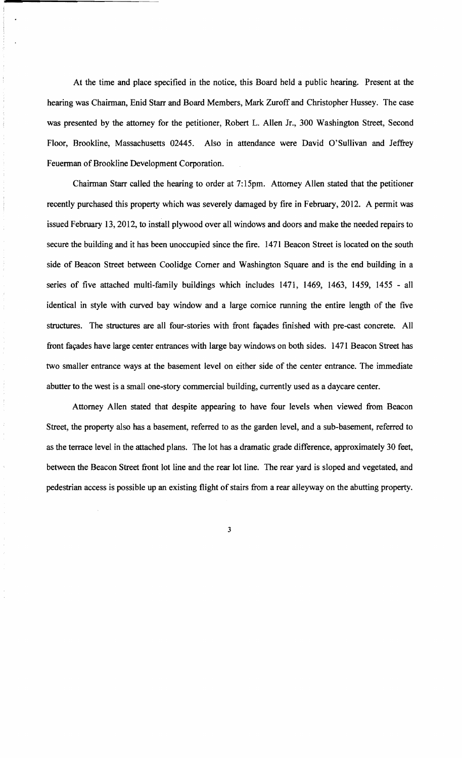At the time and place specified in the notice, this Board held a public hearing. Present at the hearing was Chairman, Enid Starr and Board Members, Mark Zuroff and Christopher Hussey. The case was presented by the attorney for the petitioner, Robert L. Allen Jr., 300 Washington Street, Second Floor, Brookline, Massachusetts 02445. Also in attendance were David O'Sullivan and Jeffrey Feuerman of Brookline Development Corporation.

Chairman Starr called the hearing to order at 7:15pm. Attorney Allen stated that the petitioner recently purchased this property which was severely damaged by fire in February, 2012. A permit was issued February 13, 2012, to install plywood over all windows and doors and make the needed repairs to secure the building and it has been unoccupied since the fire. 1471 Beacon Street is located on the south side of Beacon Street between Coolidge Corner and Washington Square and is the end building in a series of five attached multi-family buildings which includes 1471, 1469, 1463, 1459, 1455 - all identical in style with curved bay window and a large cornice running the entire length of the five structures. The structures are all four-stories with front façades finished with pre-cast concrete. All front façades have large center entrances with large bay windows on both sides. 1471 Beacon Street has two smaller entrance ways at the basement level on either side of the center entrance. The immediate abutter to the west is a small one-story commercial building, currently used as a daycare center.

Attorney Allen stated that despite appearing to have four levels when viewed from Beacon Street, the property also has a basement, referred to as the garden level, and a sub-basement, referred to as the terrace level in the attached plans. The lot has a dramatic grade difference, approximately 30 feet, between the Beacon Street front lot line and the rear lot line. The rear yard is sloped and vegetated, and pedestrian access is possible up an existing flight of stairs from a rear alleyway on the abutting property.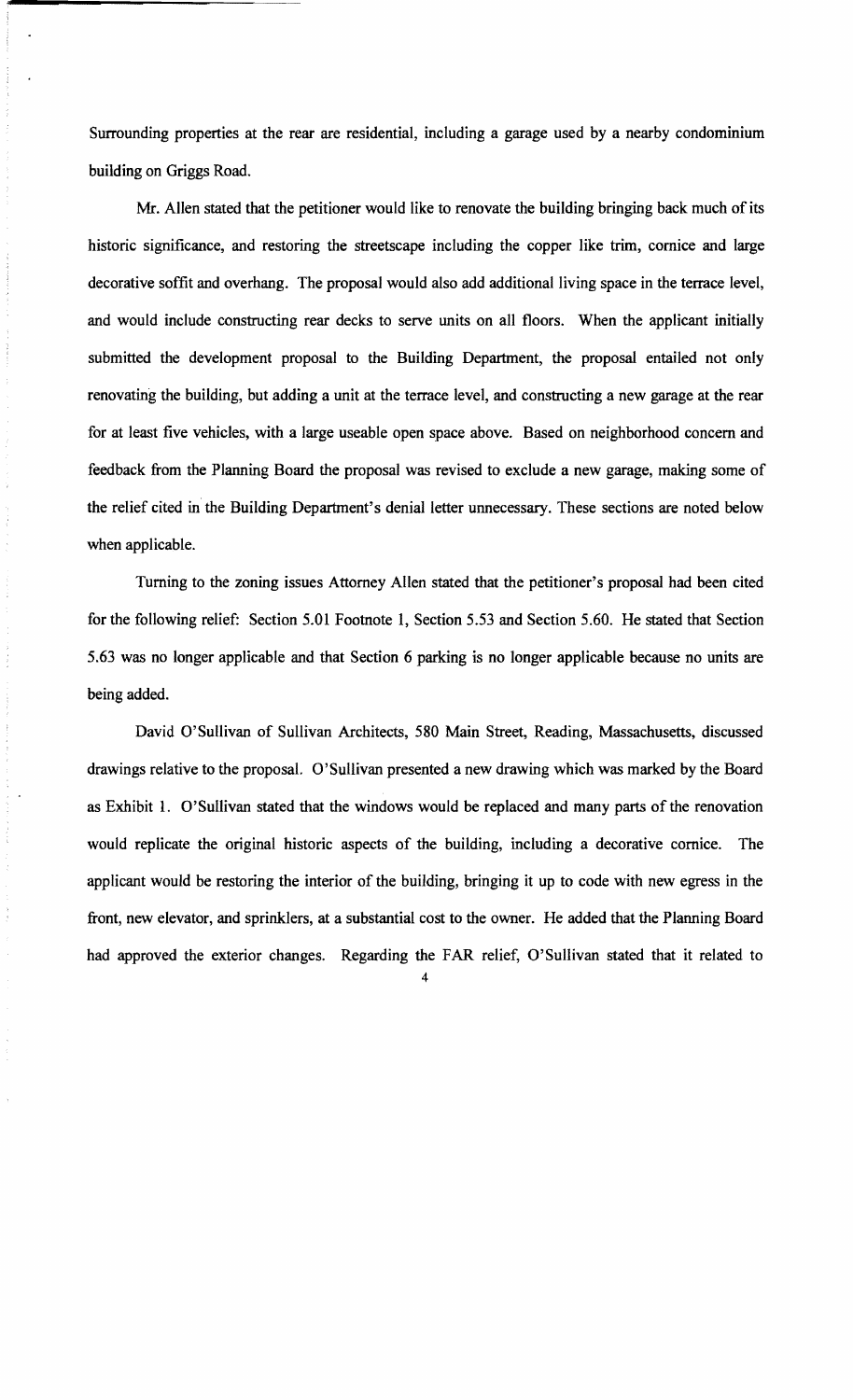Surrounding properties at the rear are residential, including a garage used by a nearby condominium building on Griggs Road.

Mr. Allen stated that the petitioner would like to renovate the building bringing back much of its historic significance, and restoring the streetscape including the copper like trim, cornice and large decorative soffit and overhang. The proposal would also add additional living space in the terrace level, and would include constructing rear decks to serve units on all floors. When the applicant initially submitted the development proposal to the Building Department, the proposal entailed not only renovating the building, but adding a unit at the terrace level, and constructing a new garage at the rear for at least five vehicles, with a large useable open space above. Based on neighborhood concern and feedback from the Planning Board the proposal was revised to exclude a new garage, making some of the relief cited in the Building Department's denial letter unnecessary. These sections are noted below when applicable.

Turning to the zoning issues Attorney Allen stated that the petitioner's proposal had been cited for the following relief: Section 5.01 Footnote 1, Section 5.53 and Section 5.60. He stated that Section 5.63 was no longer applicable and that Section 6 parking is no longer applicable because no units are being added.

David O'Sullivan of Sullivan Architects, 580 Main Street, Reading, Massachusetts, discussed drawings relative to the proposal. O'Sullivan presented a new drawing which was marked by the Board as Exhibit 1. O'Sullivan stated that the windows would be replaced and many parts of the renovation would replicate the original historic aspects of the building, including a decorative cornice. The applicant would be restoring the interior of the building, bringing it up to code with new egress in the front, new elevator, and sprinklers, at a substantial cost to the owner. He added that the Planning Board had approved the exterior changes. Regarding the FAR relief, O'Sullivan stated that it related to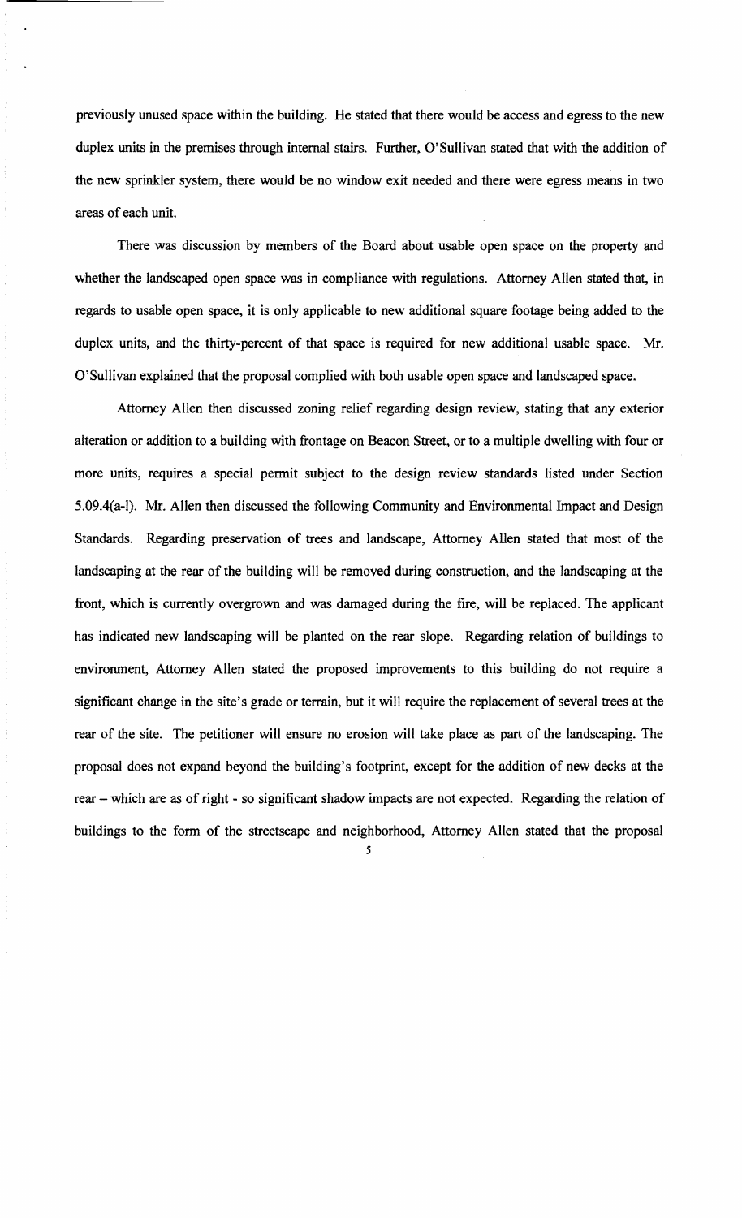previously unused space within the building. He stated that there would be access and egress to the new duplex units in the premises through internal stairs. Further, O'Sullivan stated that with the addition of the new sprinkler system, there would be no window exit needed and there were egress means in two areas of each unit.

There was discussion by members of the Board about usable open space on the property and whether the landscaped open space was in compliance with regulations. Attorney Allen stated that, in regards to usable open space, it is only applicable to new additional square footage being added to the duplex units, and the thirty-percent of that space is required for new additional usable space. Mr. O'Sullivan explained that the proposal complied with both usable open space and landscaped space.

Attorney Allen then discussed zoning relief regarding design review, stating that any exterior alteration or addition to a building with frontage on Beacon Street, or to a multiple dwelling with four or more units, requires a special permit subject to the design review standards listed under Section 5.09.4(a-l). Mr. Allen then discussed the following Community and Environmental Impact and Design Standards. Regarding preservation of trees and landscape, Attorney Allen stated that most of the landscaping at the rear of the building will be removed during construction, and the landscaping at the front, which is currently overgrown and was damaged during the fire, will be replaced. The applicant has indicated new landscaping will be planted on the rear slope. Regarding relation of buildings to environment, Attorney Allen stated the proposed improvements to this building do not require a significant change in the site's grade or terrain, but it will require the replacement of several trees at the rear of the site. The petitioner will ensure no erosion will take place as part of the landscaping. The proposal does not expand beyond the building's footprint, except for the addition of new decks at the rear – which are as of right - so significant shadow impacts are not expected. Regarding the relation of buildings to the form of the streetscape and neighborhood, Attorney Allen stated that the proposal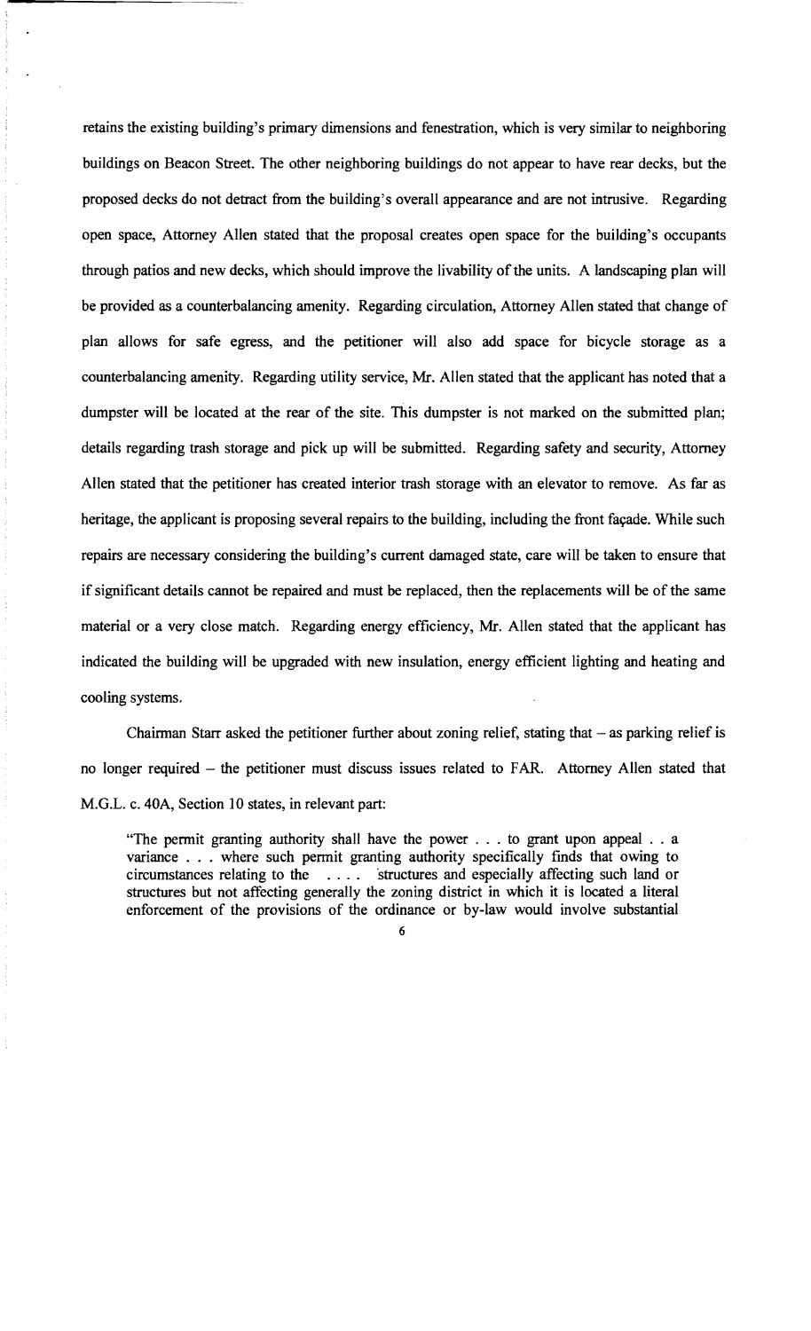retains the existing building's primary dimensions and fenestration, which is very similar to neighboring buildings on Beacon Street. The other neighboring buildings do not appear to have rear decks, but the proposed decks do not detract from the building's overall appearance and are not intrusive. Regarding open space, Attorney Allen stated that the proposal creates open space for the building's occupants through patios and new decks, which should improve the livability of the units. A landscaping plan will be provided as a counterbalancing amenity. Regarding circulation, Attorney Allen stated that change of plan allows for safe egress, and the petitioner will also add space for bicycle storage as a counterbalancing amenity. Regarding utility service, Mr. Allen stated that the applicant has noted that a dumpster will be located at the rear of the site. This dumpster is not marked on the submitted plan; details regarding trash storage and pick up will be submitted. Regarding safety and security, Attorney Allen stated that the petitioner has created interior trash storage with an elevator to remove. As far as heritage, the applicant is proposing several repairs to the building, including the front façade. While such repairs are necessary considering the building's current damaged state, care will be taken to ensure that if significant details cannot be repaired and must be replaced, then the replacements will be of the same material or a very close match. Regarding energy efficiency, Mr. Allen stated that the applicant has indicated the building will be upgraded with new insulation, energy efficient lighting and heating and cooling systems.

Chairman Starr asked the petitioner further about zoning relief, stating that – as parking relief is no longer required – the petitioner must discuss issues related to FAR. Attorney Allen stated that M.G.L. c. 40A, Section 10 states, in relevant part:

> "The permit granting authority shall have the power . . . to grant upon appeal . . a variance . . . where such permit granting authority specifically finds that owing to circumstances relating to the . . . . structures and especially affecting such land or structures but not affecting generally the zoning district in which it is located a literal enforcement of the provisions of the ordinance or by-law would involve substantial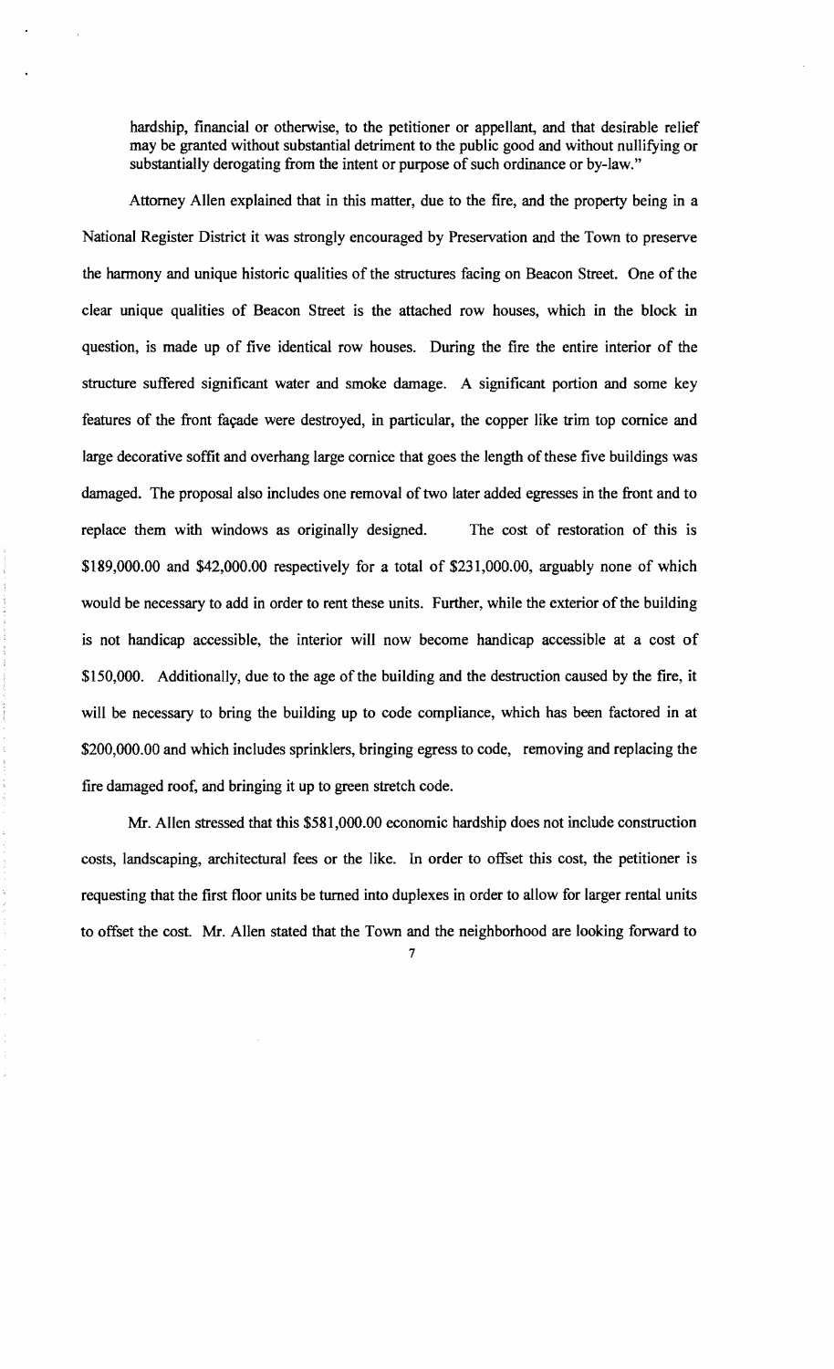> hardship, financial or otherwise, to the petitioner or appellant, and that desirable relief may be granted without substantial detriment to the public good and without nullifying or substantially derogating from the intent or purpose of such ordinance or by-law."

Attorney Allen explained that in this matter, due to the fire, and the property being in a National Register District it was strongly encouraged by Preservation and the Town to preserve the harmony and unique historic qualities of the structures facing on Beacon Street. One of the clear unique qualities of Beacon Street is the attached row houses, which in the block in question, is made up of five identical row houses. During the fire the entire interior of the structure suffered significant water and smoke damage. A significant portion and some key features of the front façade were destroyed, in particular, the copper like trim top cornice and large decorative soffit and overhang large cornice that goes the length of these five buildings was damaged. The proposal also includes one removal of two later added egresses in the front and to replace them with windows as originally designed. The cost of restoration of this is \$189,000.00 and \$42,000.00 respectively for a total of \$231,000.00, arguably none of which would be necessary to add in order to rent these units. Further, while the exterior of the building is not handicap accessible, the interior will now become handicap accessible at a cost of \$150,000. Additionally, due to the age of the building and the destruction caused by the fire, it will be necessary to bring the building up to code compliance, which has been factored in at \$200,000.00 and which includes sprinklers, bringing egress to code, removing and replacing the fire damaged roof, and bringing it up to green stretch code.

Mr. Allen stressed that this \$581,000.00 economic hardship does not include construction costs, landscaping, architectural fees or the like. In order to offset this cost, the petitioner is requesting that the first floor units be turned into duplexes in order to allow for larger rental units to offset the cost. Mr. Allen stated that the Town and the neighborhood are looking forward to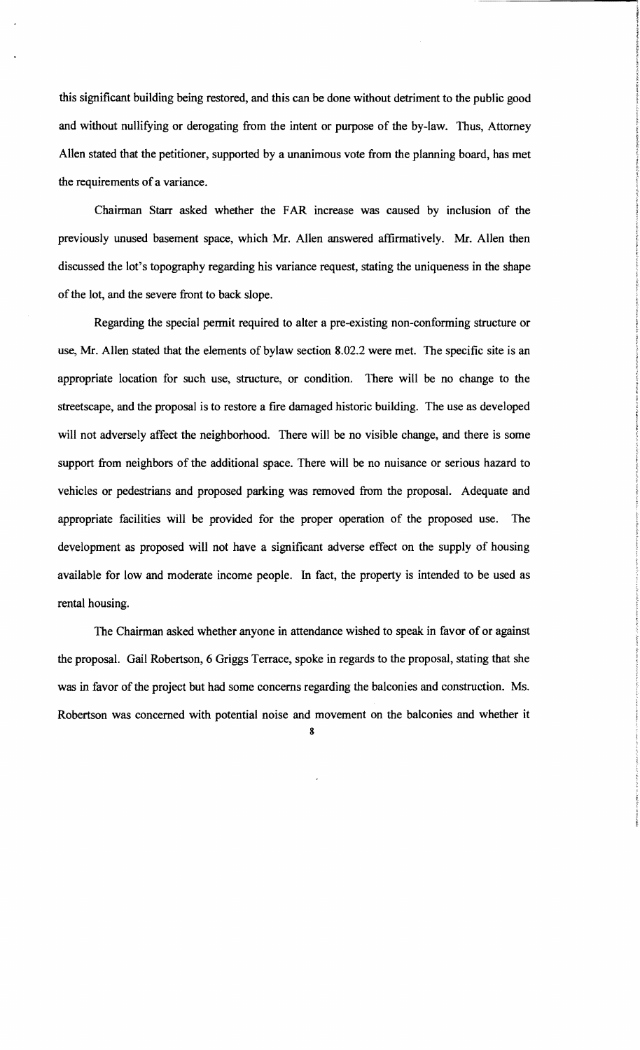this significant building being restored, and this can be done without detriment to the public good and without nullifying or derogating from the intent or purpose of the by-law. Thus, Attorney Allen stated that the petitioner, supported by a unanimous vote from the planning board, has met the requirements of a variance.

Chairman Starr asked whether the FAR increase was caused by inclusion of the previously unused basement space, which Mr. Allen answered affirmatively. Mr. Allen then discussed the lot's topography regarding his variance request, stating the uniqueness in the shape of the lot, and the severe front to back slope.

Regarding the special permit required to alter a pre-existing non-conforming structure or use, Mr. Allen stated that the elements of bylaw section 8.02.2 were met. The specific site is an appropriate location for such use, structure, or condition. There will be no change to the streetscape, and the proposal is to restore a fire damaged historic building. The use as developed will not adversely affect the neighborhood. There will be no visible change, and there is some support from neighbors of the additional space. There will be no nuisance or serious hazard to vehicles or pedestrians and proposed parking was removed from the proposal. Adequate and appropriate facilities will be provided for the proper operation of the proposed use. The development as proposed will not have a significant adverse effect on the supply of housing available for low and moderate income people. In fact, the property is intended to be used as rental housing.

The Chairman asked whether anyone in attendance wished to speak in favor of or against the proposal. Gail Robertson, 6 Griggs Terrace, spoke in regards to the proposal, stating that she was in favor of the project but had some concerns regarding the balconies and construction. Ms. Robertson was concerned with potential noise and movement on the balconies and whether it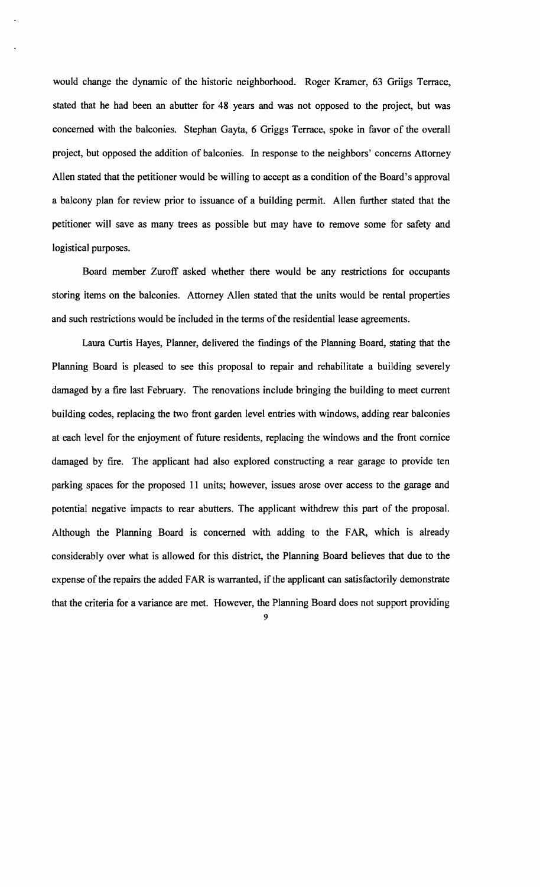would change the dynamic of the historic neighborhood. Roger Kramer, 63 Griigs Terrace, stated that he had been an abutter for 48 years and was not opposed to the project, but was concerned with the balconies. Stephan Gayta, 6 Griggs Terrace, spoke in favor of the overall project, but opposed the addition of balconies. In response to the neighbors' concerns Attorney Allen stated that the petitioner would be willing to accept as a condition of the Board's approval a balcony plan for review prior to issuance of a building permit. Allen further stated that the petitioner will save as many trees as possible but may have to remove some for safety and logistical purposes.

Board member Zuroff asked whether there would be any restrictions for occupants storing items on the balconies. Attorney Allen stated that the units would be rental properties and such restrictions would be included in the terms of the residential lease agreements.

Laura Curtis Hayes, Planner, delivered the findings of the Planning Board, stating that the Planning Board is pleased to see this proposal to repair and rehabilitate a building severely damaged by a fire last February. The renovations include bringing the building to meet current building codes, replacing the two front garden level entries with windows, adding rear balconies at each level for the enjoyment of future residents, replacing the windows and the front cornice damaged by fire. The applicant had also explored constructing a rear garage to provide ten parking spaces for the proposed 11 units; however, issues arose over access to the garage and potential negative impacts to rear abutters. The applicant withdrew this part of the proposal. Although the Planning Board is concerned with adding to the FAR, which is already considerably over what is allowed for this district, the Planning Board believes that due to the expense of the repairs the added FAR is warranted, if the applicant can satisfactorily demonstrate that the criteria for a variance are met. However, the Planning Board does not support providing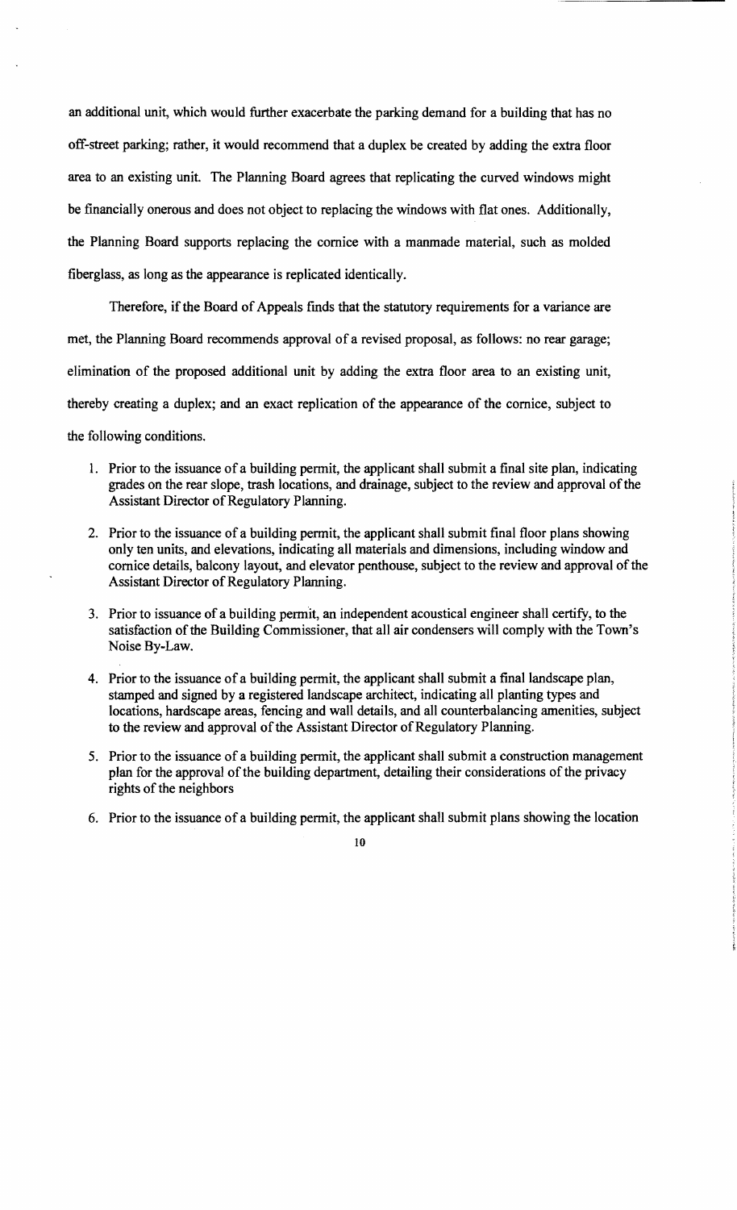an additional unit, which would further exacerbate the parking demand for a building that has no off-street parking; rather, it would recommend that a duplex be created by adding the extra floor area to an existing unit. The Planning Board agrees that replicating the curved windows might be financially onerous and does not object to replacing the windows with flat ones. Additionally, the Planning Board supports replacing the cornice with a manmade material, such as molded fiberglass, as long as the appearance is replicated identically.

Therefore, if the Board of Appeals finds that the statutory requirements for a variance are met, the Planning Board recommends approval of a revised proposal, as follows: no rear garage; elimination of the proposed additional unit by adding the extra floor area to an existing unit, thereby creating a duplex; and an exact replication of the appearance of the cornice, subject to the following conditions.

1. Prior to the issuance of a building permit, the applicant shall submit a final site plan, indicating grades on the rear slope, trash locations, and drainage, subject to the review and approval of the Assistant Director of Regulatory Planning.

2. Prior to the issuance of a building permit, the applicant shall submit final floor plans showing only ten units, and elevations, indicating all materials and dimensions, including window and cornice details, balcony layout, and elevator penthouse, subject to the review and approval of the Assistant Director of Regulatory Planning.

3. Prior to issuance of a building permit, an independent acoustical engineer shall certify, to the satisfaction of the Building Commissioner, that all air condensers will comply with the Town's Noise By-Law.

4. Prior to the issuance of a building permit, the applicant shall submit a final landscape plan, stamped and signed by a registered landscape architect, indicating all planting types and locations, hardscape areas, fencing and wall details, and all counterbalancing amenities, subject to the review and approval of the Assistant Director of Regulatory Planning.

5. Prior to the issuance of a building permit, the applicant shall submit a construction management plan for the approval of the building department, detailing their considerations of the privacy rights of the neighbors

6. Prior to the issuance of a building permit, the applicant shall submit plans showing the location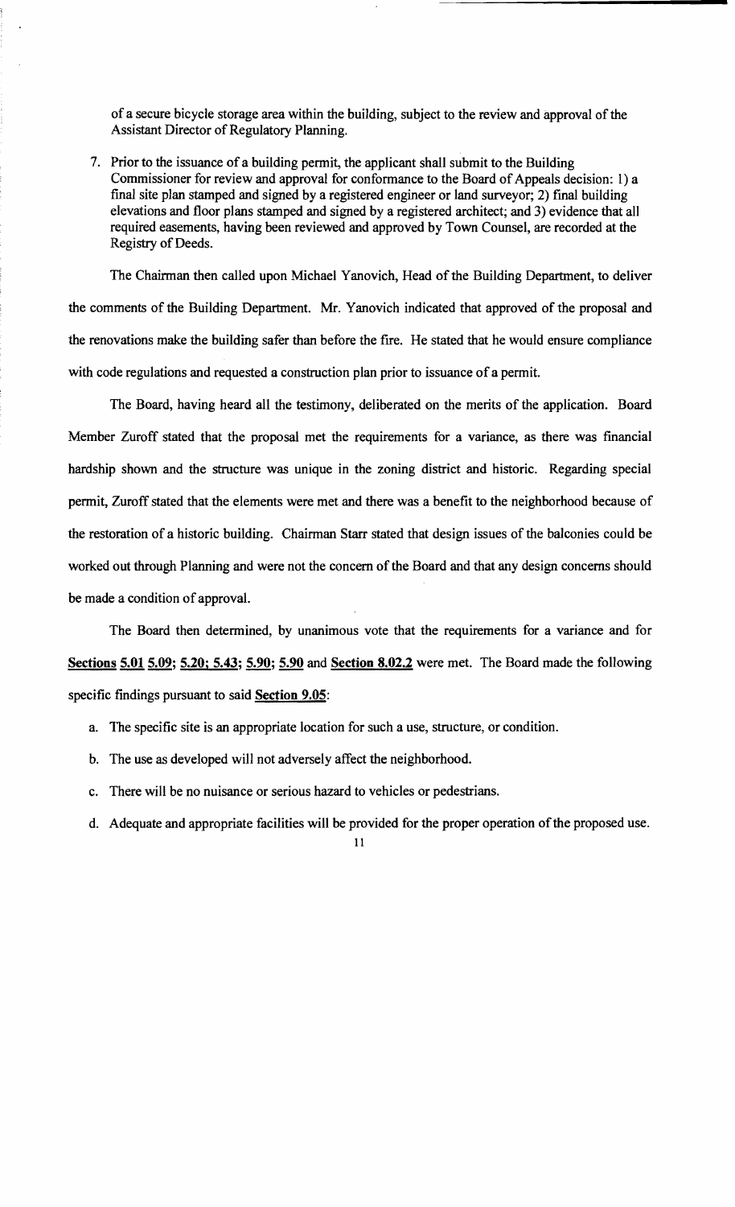of a secure bicycle storage area within the building, subject to the review and approval of the Assistant Director of Regulatory Planning.

7. Prior to the issuance of a building permit, the applicant shall submit to the Building Commissioner for review and approval for conformance to the Board of Appeals decision: 1) a final site plan stamped and signed by a registered engineer or land surveyor; 2) final building elevations and floor plans stamped and signed by a registered architect; and 3) evidence that all required easements, having been reviewed and approved by Town Counsel, are recorded at the Registry of Deeds.

The Chairman then called upon Michael Yanovich, Head of the Building Department, to deliver the comments of the Building Department. Mr. Yanovich indicated that approved of the proposal and the renovations make the building safer than before the fire. He stated that he would ensure compliance with code regulations and requested a construction plan prior to issuance of a permit.

The Board, having heard all the testimony, deliberated on the merits of the application. Board Member Zuroff stated that the proposal met the requirements for a variance, as there was financial hardship shown and the structure was unique in the zoning district and historic. Regarding special permit, Zuroff stated that the elements were met and there was a benefit to the neighborhood because of the restoration of a historic building. Chairman Starr stated that design issues of the balconies could be worked out through Planning and were not the concern of the Board and that any design concerns should be made a condition of approval.

The Board then determined, by unanimous vote that the requirements for a variance and for **Sections 5.01 5.09; 5.20; 5.43; 5.90; 5.90** and **Section 8.02.2** were met. The Board made the following specific findings pursuant to said **Section 9.05**:

a. The specific site is an appropriate location for such a use, structure, or condition.

b. The use as developed will not adversely affect the neighborhood.

c. There will be no nuisance or serious hazard to vehicles or pedestrians.

d. Adequate and appropriate facilities will be provided for the proper operation of the proposed use.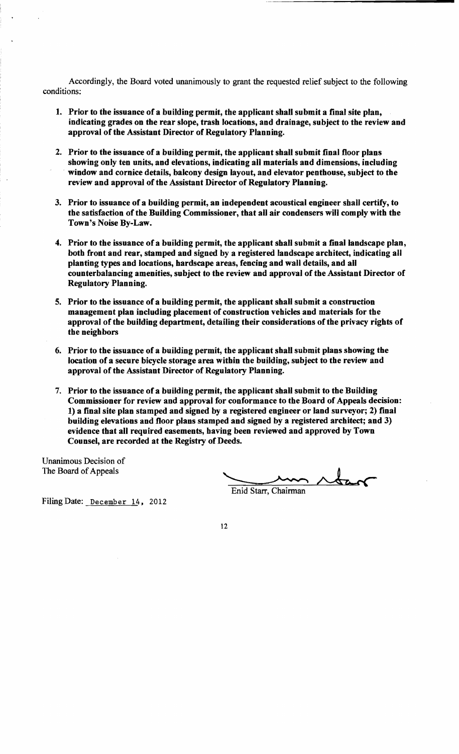Accordingly, the Board voted unanimously to grant the requested relief subject to the following conditions:

1. **Prior to the issuance of a building permit, the applicant shall submit a final site plan, indicating grades on the rear slope, trash locations, and drainage, subject to the review and approval of the Assistant Director of Regulatory Planning.**

2. **Prior to the issuance of a building permit, the applicant shall submit final floor plans showing only ten units, and elevations, indicating all materials and dimensions, including window and cornice details, balcony design layout, and elevator penthouse, subject to the review and approval of the Assistant Director of Regulatory Planning.**

3. **Prior to issuance of a building permit, an independent acoustical engineer shall certify, to the satisfaction of the Building Commissioner, that all air condensers will comply with the Town's Noise By-Law.**

4. **Prior to the issuance of a building permit, the applicant shall submit a final landscape plan, both front and rear, stamped and signed by a registered landscape architect, indicating all planting types and locations, hardscape areas, fencing and wall details, and all counterbalancing amenities, subject to the review and approval of the Assistant Director of Regulatory Planning.**

5. **Prior to the issuance of a building permit, the applicant shall submit a construction management plan including placement of construction vehicles and materials for the approval of the building department, detailing their considerations of the privacy rights of the neighbors**

6. **Prior to the issuance of a building permit, the applicant shall submit plans showing the location of a secure bicycle storage area within the building, subject to the review and approval of the Assistant Director of Regulatory Planning.**

7. **Prior to the issuance of a building permit, the applicant shall submit to the Building Commissioner for review and approval for conformance to the Board of Appeals decision: 1) a final site plan stamped and signed by a registered engineer or land surveyor; 2) final building elevations and floor plans stamped and signed by a registered architect; and 3) evidence that all required easements, having been reviewed and approved by Town Counsel, are recorded at the Registry of Deeds.**

Unanimous Decision of
The Board of Appeals

Enid Starr, Chairman

Filing Date: December 14, 2012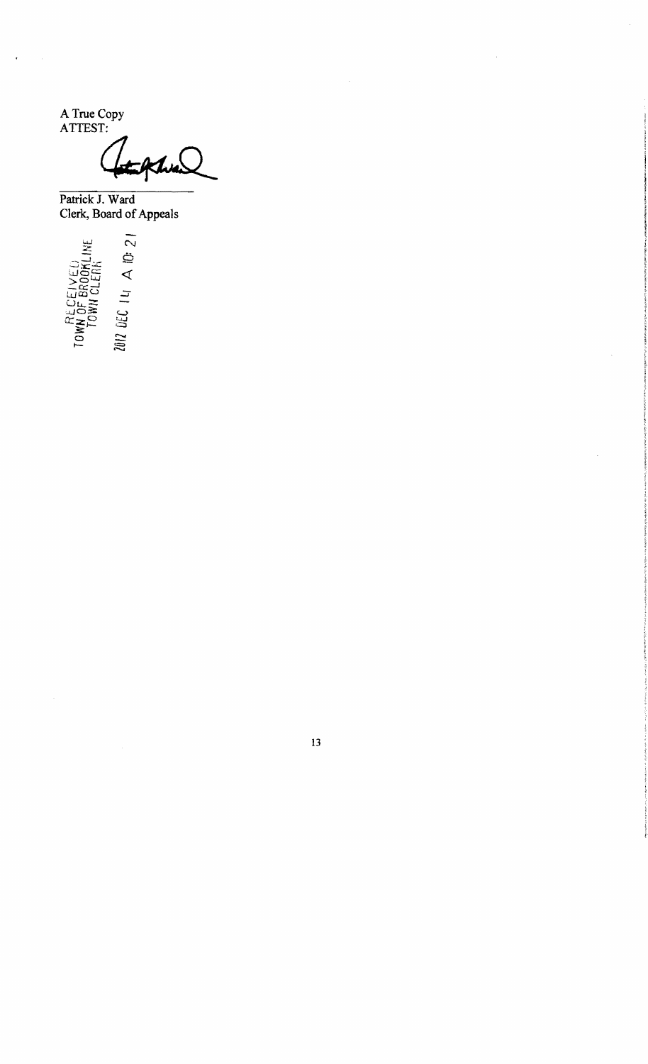A True Copy
ATTEST:

Patrick J. Ward
Clerk, Board of Appeals

RECEIVED
TOWN OF BROOKLINE
TOWN CLERK

2012 DEC 14 A 10:21